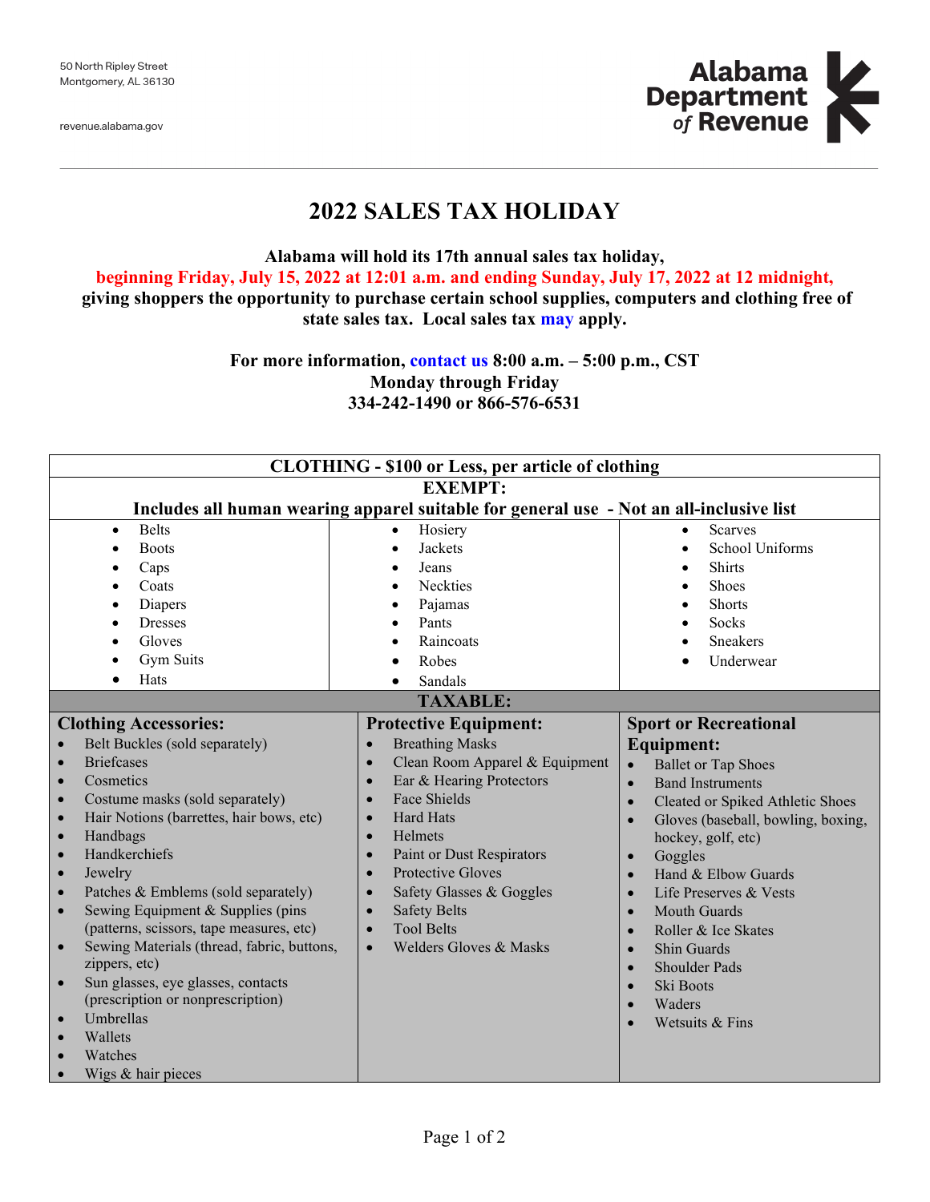50 North Ripley Street
Montgomery, AL 36130

revenue.alabama.gov

Alabama Department of Revenue

# 2022 SALES TAX HOLIDAY

**Alabama will hold its 17th annual sales tax holiday,**
**beginning Friday, July 15, 2022 at 12:01 a.m. and ending Sunday, July 17, 2022 at 12 midnight,**
**giving shoppers the opportunity to purchase certain school supplies, computers and clothing free of state sales tax. Local sales tax may apply.**

**For more information, contact us 8:00 a.m. – 5:00 p.m., CST**
**Monday through Friday**
**334-242-1490 or 866-576-6531**

## CLOTHING - $100 or Less, per article of clothing

### EXEMPT:

**Includes all human wearing apparel suitable for general use - Not an all-inclusive list**

| | | |
|---|---|---|
| • Belts | • Hosiery | • Scarves |
| • Boots | • Jackets | • School Uniforms |
| • Caps | • Jeans | • Shirts |
| • Coats | • Neckties | • Shoes |
| • Diapers | • Pajamas | • Shorts |
| • Dresses | • Pants | • Socks |
| • Gloves | • Raincoats | • Sneakers |
| • Gym Suits | • Robes | • Underwear |
| • Hats | • Sandals | |

### TAXABLE:

**Clothing Accessories:**
- Belt Buckles (sold separately)
- Briefcases
- Cosmetics
- Costume masks (sold separately)
- Hair Notions (barrettes, hair bows, etc)
- Handbags
- Handkerchiefs
- Jewelry
- Patches & Emblems (sold separately)
- Sewing Equipment & Supplies (pins (patterns, scissors, tape measures, etc)
- Sewing Materials (thread, fabric, buttons, zippers, etc)
- Sun glasses, eye glasses, contacts (prescription or nonprescription)
- Umbrellas
- Wallets
- Watches
- Wigs & hair pieces

**Protective Equipment:**
- Breathing Masks
- Clean Room Apparel & Equipment
- Ear & Hearing Protectors
- Face Shields
- Hard Hats
- Helmets
- Paint or Dust Respirators
- Protective Gloves
- Safety Glasses & Goggles
- Safety Belts
- Tool Belts
- Welders Gloves & Masks

**Sport or Recreational Equipment:**
- Ballet or Tap Shoes
- Band Instruments
- Cleated or Spiked Athletic Shoes
- Gloves (baseball, bowling, boxing, hockey, golf, etc)
- Goggles
- Hand & Elbow Guards
- Life Preservers & Vests
- Mouth Guards
- Roller & Ice Skates
- Shin Guards
- Shoulder Pads
- Ski Boots
- Waders
- Wetsuits & Fins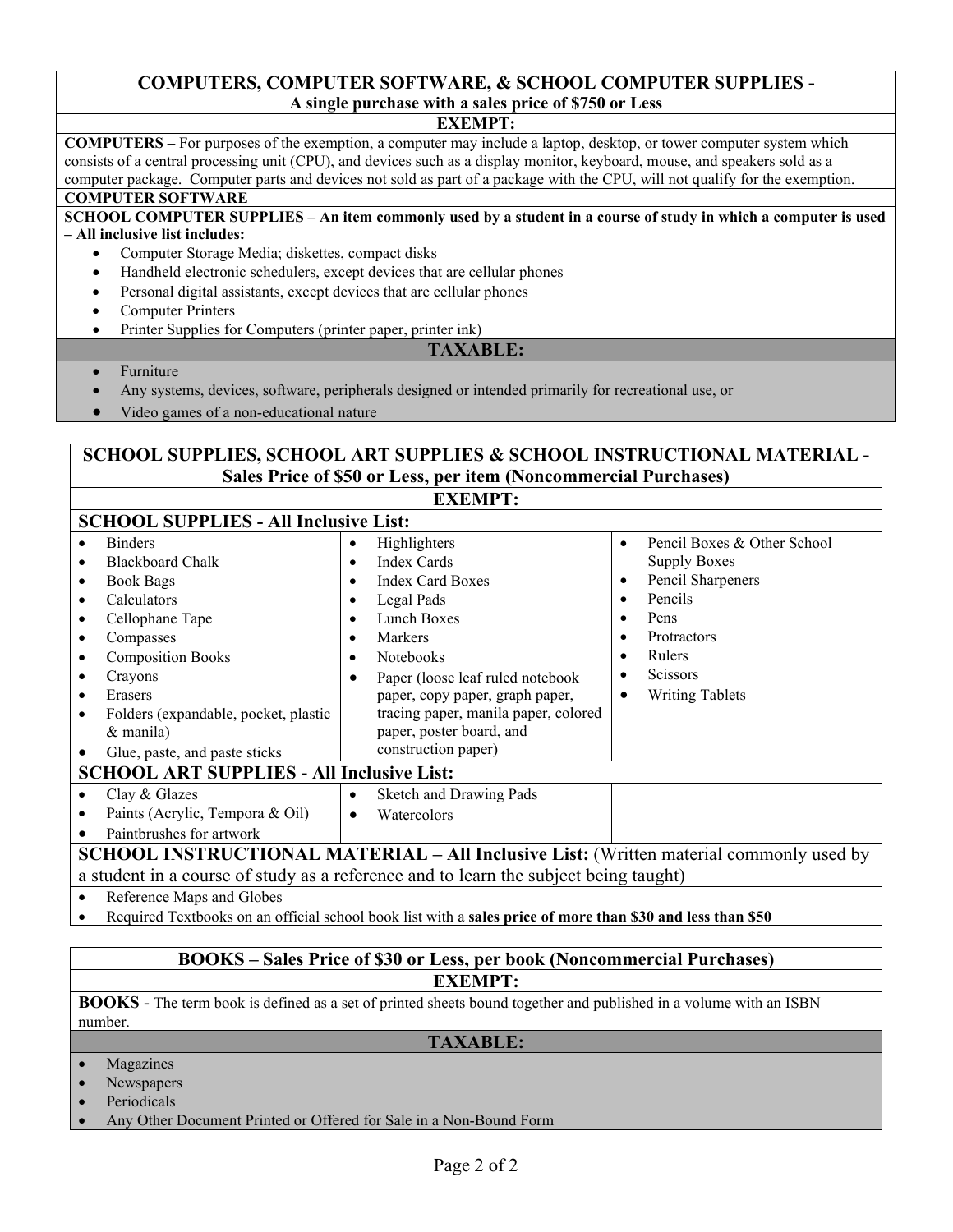## COMPUTERS, COMPUTER SOFTWARE, & SCHOOL COMPUTER SUPPLIES - A single purchase with a sales price of $750 or Less

### EXEMPT:

**COMPUTERS** – For purposes of the exemption, a computer may include a laptop, desktop, or tower computer system which consists of a central processing unit (CPU), and devices such as a display monitor, keyboard, mouse, and speakers sold as a computer package. Computer parts and devices not sold as part of a package with the CPU, will not qualify for the exemption.

**COMPUTER SOFTWARE**

**SCHOOL COMPUTER SUPPLIES – An item commonly used by a student in a course of study in which a computer is used – All inclusive list includes:**

- Computer Storage Media; diskettes, compact disks
- Handheld electronic schedulers, except devices that are cellular phones
- Personal digital assistants, except devices that are cellular phones
- Computer Printers
- Printer Supplies for Computers (printer paper, printer ink)

### TAXABLE:

- Furniture
- Any systems, devices, software, peripherals designed or intended primarily for recreational use, or
- Video games of a non-educational nature

## SCHOOL SUPPLIES, SCHOOL ART SUPPLIES & SCHOOL INSTRUCTIONAL MATERIAL - Sales Price of $50 or Less, per item (Noncommercial Purchases)

### EXEMPT:

**SCHOOL SUPPLIES - All Inclusive List:**

- Binders
- Blackboard Chalk
- Book Bags
- Calculators
- Cellophane Tape
- Compasses
- Composition Books
- Crayons
- Erasers
- Folders (expandable, pocket, plastic & manila)
- Glue, paste, and paste sticks
- Highlighters
- Index Cards
- Index Card Boxes
- Legal Pads
- Lunch Boxes
- Markers
- Notebooks
- Paper (loose leaf ruled notebook paper, copy paper, graph paper, tracing paper, manila paper, colored paper, poster board, and construction paper)
- Pencil Boxes & Other School Supply Boxes
- Pencil Sharpeners
- Pencils
- Pens
- Protractors
- Rulers
- Scissors
- Writing Tablets

**SCHOOL ART SUPPLIES - All Inclusive List:**

- Clay & Glazes
- Paints (Acrylic, Tempora & Oil)
- Paintbrushes for artwork
- Sketch and Drawing Pads
- Watercolors

**SCHOOL INSTRUCTIONAL MATERIAL – All Inclusive List:** (Written material commonly used by a student in a course of study as a reference and to learn the subject being taught)

- Reference Maps and Globes
- Required Textbooks on an official school book list with a **sales price of more than $30 and less than $50**

## BOOKS – Sales Price of $30 or Less, per book (Noncommercial Purchases)

### EXEMPT:

**BOOKS** - The term book is defined as a set of printed sheets bound together and published in a volume with an ISBN number.

### TAXABLE:

- Magazines
- Newspapers
- Periodicals
- Any Other Document Printed or Offered for Sale in a Non-Bound Form